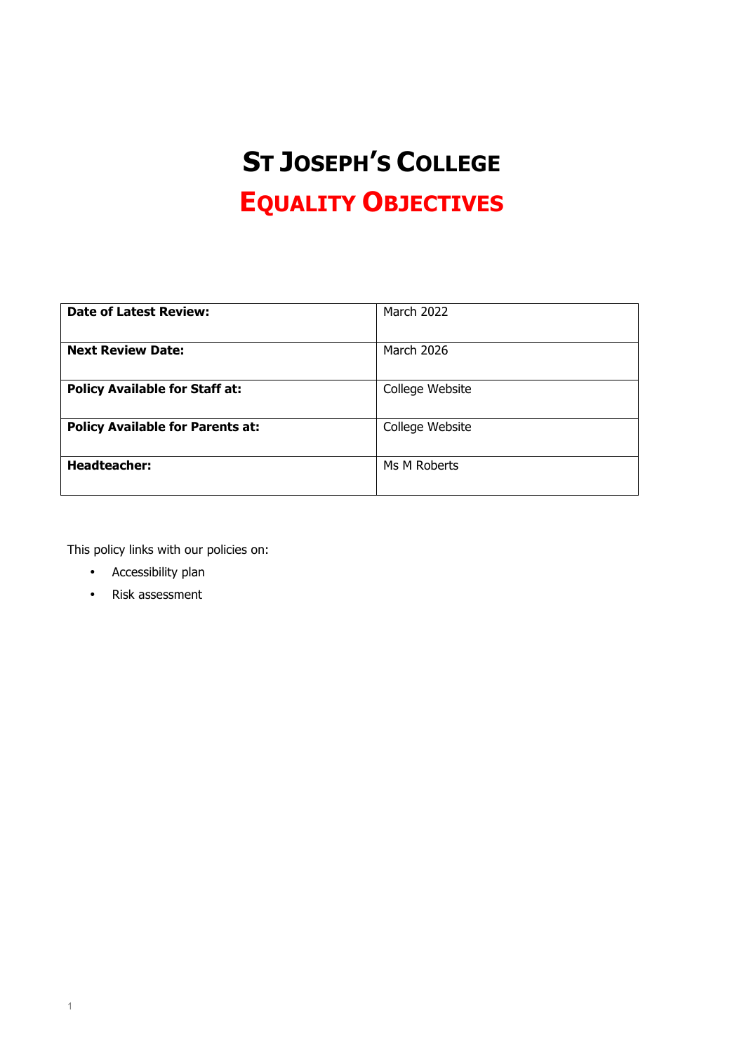# St Joseph's College

## Equality Objectives

| Date of Latest Review: | March 2022 |
|---|---|
| **Next Review Date:** | March 2026 |
| **Policy Available for Staff at:** | College Website |
| **Policy Available for Parents at:** | College Website |
| **Headteacher:** | Ms M Roberts |

This policy links with our policies on:

- Accessibility plan
- Risk assessment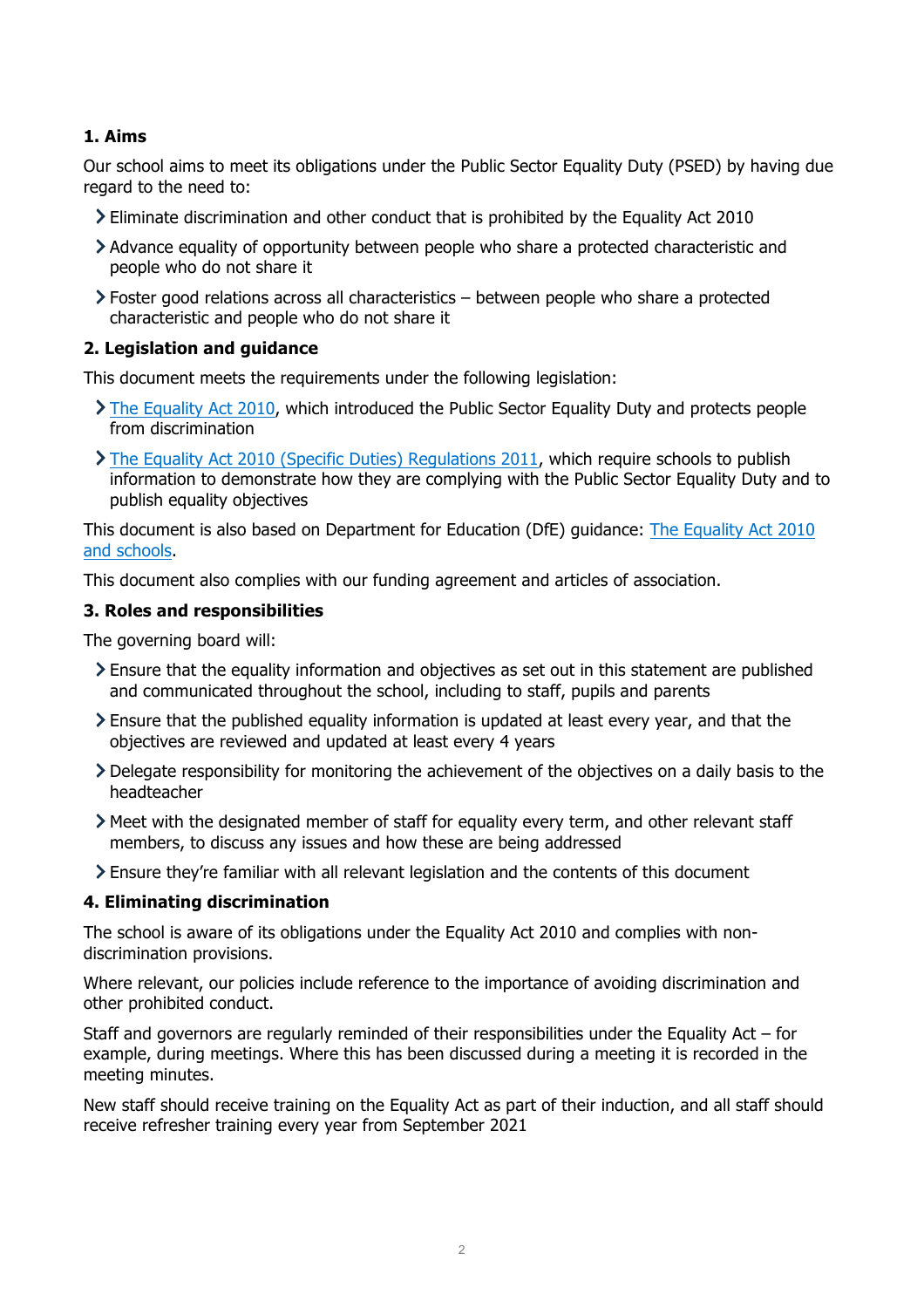## 1. Aims

Our school aims to meet its obligations under the Public Sector Equality Duty (PSED) by having due regard to the need to:

- Eliminate discrimination and other conduct that is prohibited by the Equality Act 2010
- Advance equality of opportunity between people who share a protected characteristic and people who do not share it
- Foster good relations across all characteristics – between people who share a protected characteristic and people who do not share it

## 2. Legislation and guidance

This document meets the requirements under the following legislation:

- The Equality Act 2010, which introduced the Public Sector Equality Duty and protects people from discrimination
- The Equality Act 2010 (Specific Duties) Regulations 2011, which require schools to publish information to demonstrate how they are complying with the Public Sector Equality Duty and to publish equality objectives

This document is also based on Department for Education (DfE) guidance: The Equality Act 2010 and schools.

This document also complies with our funding agreement and articles of association.

## 3. Roles and responsibilities

The governing board will:

- Ensure that the equality information and objectives as set out in this statement are published and communicated throughout the school, including to staff, pupils and parents
- Ensure that the published equality information is updated at least every year, and that the objectives are reviewed and updated at least every 4 years
- Delegate responsibility for monitoring the achievement of the objectives on a daily basis to the headteacher
- Meet with the designated member of staff for equality every term, and other relevant staff members, to discuss any issues and how these are being addressed
- Ensure they're familiar with all relevant legislation and the contents of this document

## 4. Eliminating discrimination

The school is aware of its obligations under the Equality Act 2010 and complies with non-discrimination provisions.

Where relevant, our policies include reference to the importance of avoiding discrimination and other prohibited conduct.

Staff and governors are regularly reminded of their responsibilities under the Equality Act – for example, during meetings. Where this has been discussed during a meeting it is recorded in the meeting minutes.

New staff should receive training on the Equality Act as part of their induction, and all staff should receive refresher training every year from September 2021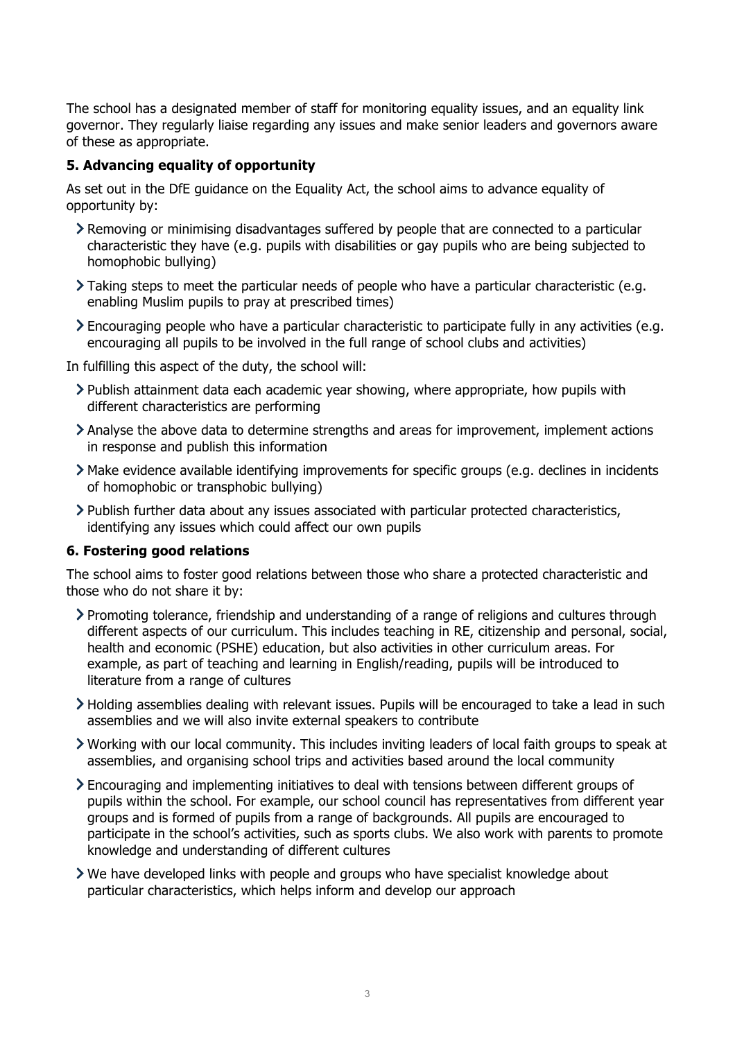The school has a designated member of staff for monitoring equality issues, and an equality link governor. They regularly liaise regarding any issues and make senior leaders and governors aware of these as appropriate.

### 5. Advancing equality of opportunity

As set out in the DfE guidance on the Equality Act, the school aims to advance equality of opportunity by:

- Removing or minimising disadvantages suffered by people that are connected to a particular characteristic they have (e.g. pupils with disabilities or gay pupils who are being subjected to homophobic bullying)
- Taking steps to meet the particular needs of people who have a particular characteristic (e.g. enabling Muslim pupils to pray at prescribed times)
- Encouraging people who have a particular characteristic to participate fully in any activities (e.g. encouraging all pupils to be involved in the full range of school clubs and activities)

In fulfilling this aspect of the duty, the school will:

- Publish attainment data each academic year showing, where appropriate, how pupils with different characteristics are performing
- Analyse the above data to determine strengths and areas for improvement, implement actions in response and publish this information
- Make evidence available identifying improvements for specific groups (e.g. declines in incidents of homophobic or transphobic bullying)
- Publish further data about any issues associated with particular protected characteristics, identifying any issues which could affect our own pupils

### 6. Fostering good relations

The school aims to foster good relations between those who share a protected characteristic and those who do not share it by:

- Promoting tolerance, friendship and understanding of a range of religions and cultures through different aspects of our curriculum. This includes teaching in RE, citizenship and personal, social, health and economic (PSHE) education, but also activities in other curriculum areas. For example, as part of teaching and learning in English/reading, pupils will be introduced to literature from a range of cultures
- Holding assemblies dealing with relevant issues. Pupils will be encouraged to take a lead in such assemblies and we will also invite external speakers to contribute
- Working with our local community. This includes inviting leaders of local faith groups to speak at assemblies, and organising school trips and activities based around the local community
- Encouraging and implementing initiatives to deal with tensions between different groups of pupils within the school. For example, our school council has representatives from different year groups and is formed of pupils from a range of backgrounds. All pupils are encouraged to participate in the school's activities, such as sports clubs. We also work with parents to promote knowledge and understanding of different cultures
- We have developed links with people and groups who have specialist knowledge about particular characteristics, which helps inform and develop our approach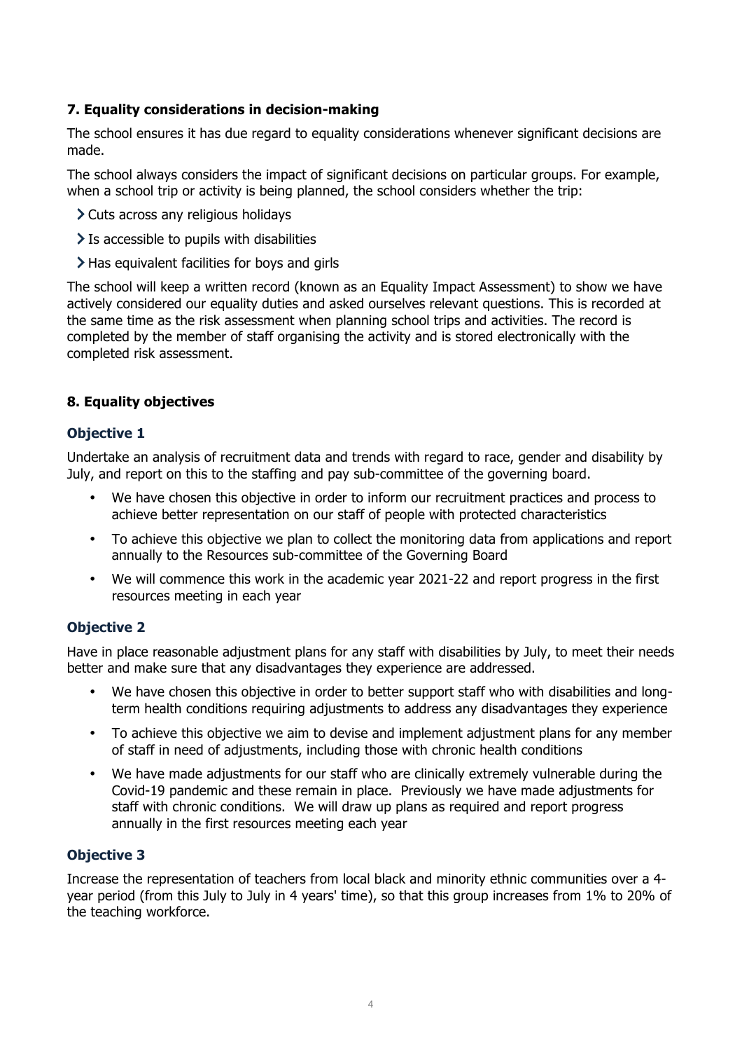## 7. Equality considerations in decision-making

The school ensures it has due regard to equality considerations whenever significant decisions are made.

The school always considers the impact of significant decisions on particular groups. For example, when a school trip or activity is being planned, the school considers whether the trip:

- Cuts across any religious holidays
- Is accessible to pupils with disabilities
- Has equivalent facilities for boys and girls

The school will keep a written record (known as an Equality Impact Assessment) to show we have actively considered our equality duties and asked ourselves relevant questions. This is recorded at the same time as the risk assessment when planning school trips and activities. The record is completed by the member of staff organising the activity and is stored electronically with the completed risk assessment.

## 8. Equality objectives

### Objective 1

Undertake an analysis of recruitment data and trends with regard to race, gender and disability by July, and report on this to the staffing and pay sub-committee of the governing board.

- We have chosen this objective in order to inform our recruitment practices and process to achieve better representation on our staff of people with protected characteristics
- To achieve this objective we plan to collect the monitoring data from applications and report annually to the Resources sub-committee of the Governing Board
- We will commence this work in the academic year 2021-22 and report progress in the first resources meeting in each year

### Objective 2

Have in place reasonable adjustment plans for any staff with disabilities by July, to meet their needs better and make sure that any disadvantages they experience are addressed.

- We have chosen this objective in order to better support staff who with disabilities and long-term health conditions requiring adjustments to address any disadvantages they experience
- To achieve this objective we aim to devise and implement adjustment plans for any member of staff in need of adjustments, including those with chronic health conditions
- We have made adjustments for our staff who are clinically extremely vulnerable during the Covid-19 pandemic and these remain in place. Previously we have made adjustments for staff with chronic conditions. We will draw up plans as required and report progress annually in the first resources meeting each year

### Objective 3

Increase the representation of teachers from local black and minority ethnic communities over a 4-year period (from this July to July in 4 years' time), so that this group increases from 1% to 20% of the teaching workforce.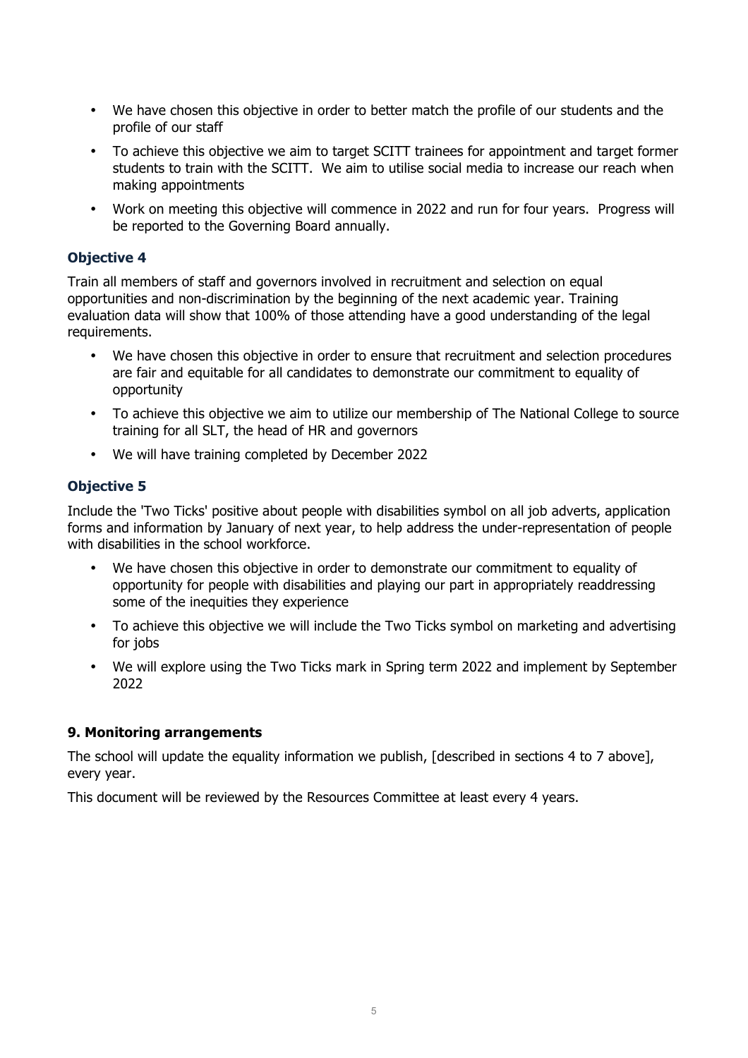- We have chosen this objective in order to better match the profile of our students and the profile of our staff
- To achieve this objective we aim to target SCITT trainees for appointment and target former students to train with the SCITT. We aim to utilise social media to increase our reach when making appointments
- Work on meeting this objective will commence in 2022 and run for four years. Progress will be reported to the Governing Board annually.

### Objective 4

Train all members of staff and governors involved in recruitment and selection on equal opportunities and non-discrimination by the beginning of the next academic year. Training evaluation data will show that 100% of those attending have a good understanding of the legal requirements.

- We have chosen this objective in order to ensure that recruitment and selection procedures are fair and equitable for all candidates to demonstrate our commitment to equality of opportunity
- To achieve this objective we aim to utilize our membership of The National College to source training for all SLT, the head of HR and governors
- We will have training completed by December 2022

### Objective 5

Include the 'Two Ticks' positive about people with disabilities symbol on all job adverts, application forms and information by January of next year, to help address the under-representation of people with disabilities in the school workforce.

- We have chosen this objective in order to demonstrate our commitment to equality of opportunity for people with disabilities and playing our part in appropriately readdressing some of the inequities they experience
- To achieve this objective we will include the Two Ticks symbol on marketing and advertising for jobs
- We will explore using the Two Ticks mark in Spring term 2022 and implement by September 2022

## 9. Monitoring arrangements

The school will update the equality information we publish, [described in sections 4 to 7 above], every year.

This document will be reviewed by the Resources Committee at least every 4 years.